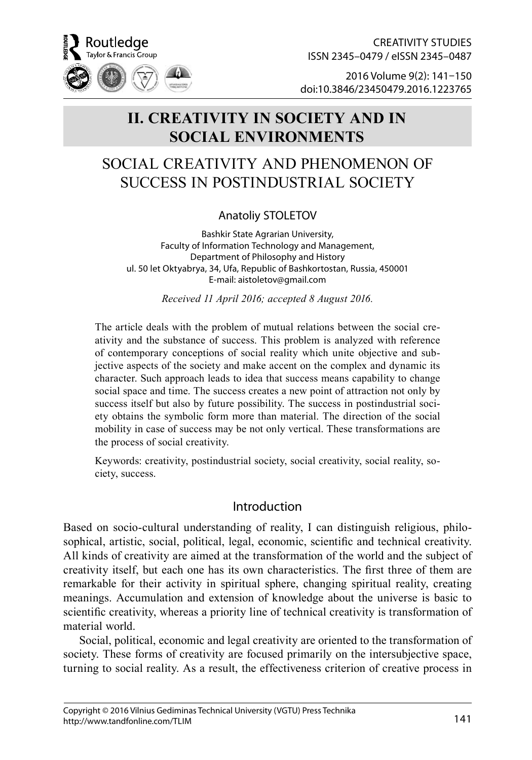## II. CREATIVITY IN SOCIETY AND IN SOCIAL ENVIRONMENTS

# SOCIAL CREATIVITY AND PHENOMENON OF SUCCESS IN POSTINDUSTRIAL SOCIETY

Anatoliy STOLETOV

Bashkir State Agrarian University,
Faculty of Information Technology and Management,
Department of Philosophy and History
ul. 50 let Oktyabrya, 34, Ufa, Republic of Bashkortostan, Russia, 450001
E-mail: aistoletov@gmail.com

*Received 11 April 2016; accepted 8 August 2016.*

The article deals with the problem of mutual relations between the social creativity and the substance of success. This problem is analyzed with reference of contemporary conceptions of social reality which unite objective and subjective aspects of the society and make accent on the complex and dynamic its character. Such approach leads to idea that success means capability to change social space and time. The success creates a new point of attraction not only by success itself but also by future possibility. The success in postindustrial society obtains the symbolic form more than material. The direction of the social mobility in case of success may be not only vertical. These transformations are the process of social creativity.

Keywords: creativity, postindustrial society, social creativity, social reality, society, success.

## Introduction

Based on socio-cultural understanding of reality, I can distinguish religious, philosophical, artistic, social, political, legal, economic, scientific and technical creativity. All kinds of creativity are aimed at the transformation of the world and the subject of creativity itself, but each one has its own characteristics. The first three of them are remarkable for their activity in spiritual sphere, changing spiritual reality, creating meanings. Accumulation and extension of knowledge about the universe is basic to scientific creativity, whereas a priority line of technical creativity is transformation of material world.

Social, political, economic and legal creativity are oriented to the transformation of society. These forms of creativity are focused primarily on the intersubjective space, turning to social reality. As a result, the effectiveness criterion of creative process in

Copyright © 2016 Vilnius Gediminas Technical University (VGTU) Press Technika
http://www.tandfonline.com/TLIM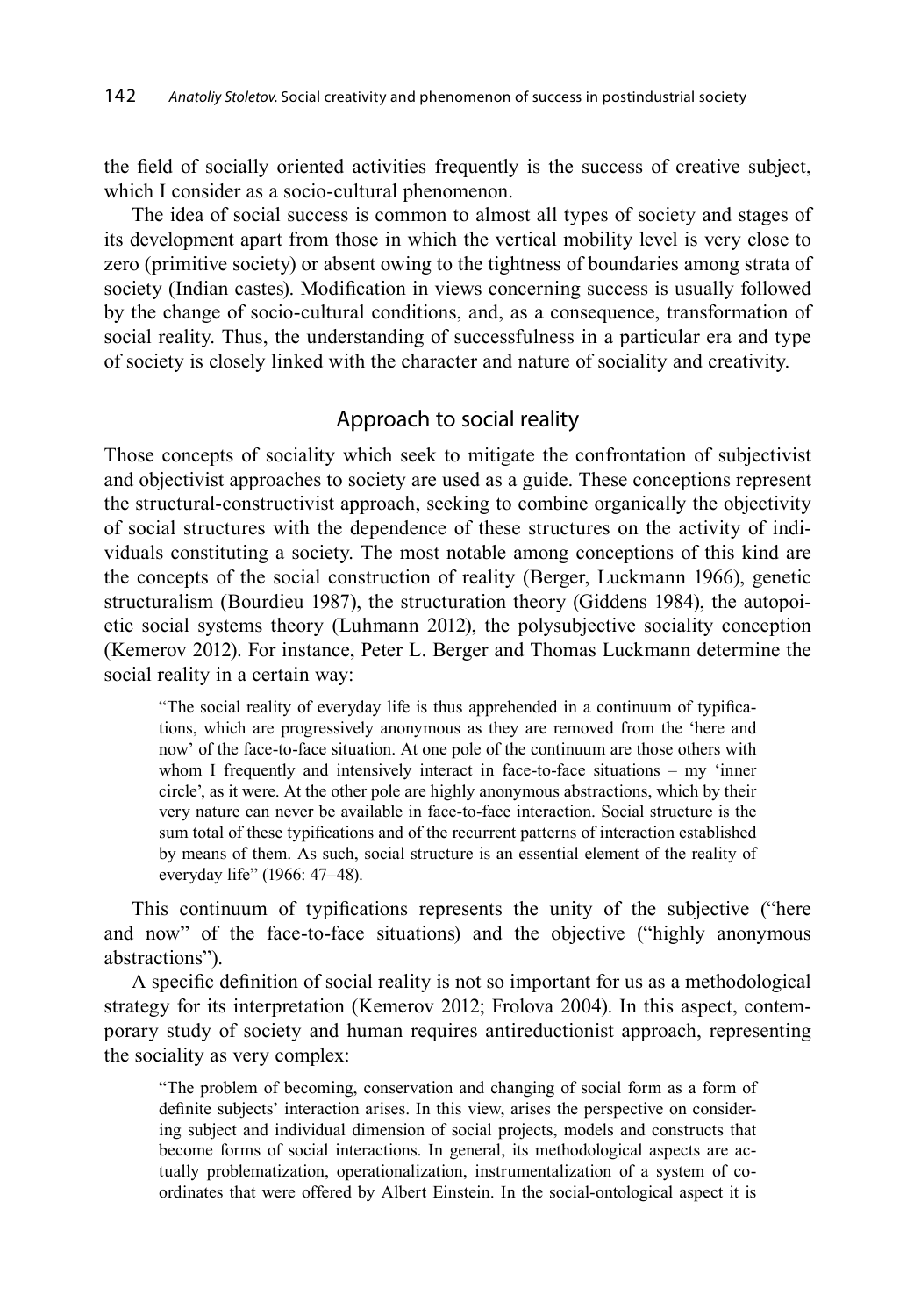the field of socially oriented activities frequently is the success of creative subject, which I consider as a socio-cultural phenomenon.

The idea of social success is common to almost all types of society and stages of its development apart from those in which the vertical mobility level is very close to zero (primitive society) or absent owing to the tightness of boundaries among strata of society (Indian castes). Modification in views concerning success is usually followed by the change of socio-cultural conditions, and, as a consequence, transformation of social reality. Thus, the understanding of successfulness in a particular era and type of society is closely linked with the character and nature of sociality and creativity.

## Approach to social reality

Those concepts of sociality which seek to mitigate the confrontation of subjectivist and objectivist approaches to society are used as a guide. These conceptions represent the structural-constructivist approach, seeking to combine organically the objectivity of social structures with the dependence of these structures on the activity of individuals constituting a society. The most notable among conceptions of this kind are the concepts of the social construction of reality (Berger, Luckmann 1966), genetic structuralism (Bourdieu 1987), the structuration theory (Giddens 1984), the autopoietic social systems theory (Luhmann 2012), the polysubjective sociality conception (Kemerov 2012). For instance, Peter L. Berger and Thomas Luckmann determine the social reality in a certain way:

> "The social reality of everyday life is thus apprehended in a continuum of typifications, which are progressively anonymous as they are removed from the 'here and now' of the face-to-face situation. At one pole of the continuum are those others with whom I frequently and intensively interact in face-to-face situations – my 'inner circle', as it were. At the other pole are highly anonymous abstractions, which by their very nature can never be available in face-to-face interaction. Social structure is the sum total of these typifications and of the recurrent patterns of interaction established by means of them. As such, social structure is an essential element of the reality of everyday life" (1966: 47–48).

This continuum of typifications represents the unity of the subjective ("here and now" of the face-to-face situations) and the objective ("highly anonymous abstractions").

A specific definition of social reality is not so important for us as a methodological strategy for its interpretation (Kemerov 2012; Frolova 2004). In this aspect, contemporary study of society and human requires antireductionist approach, representing the sociality as very complex:

> "The problem of becoming, conservation and changing of social form as a form of definite subjects' interaction arises. In this view, arises the perspective on considering subject and individual dimension of social projects, models and constructs that become forms of social interactions. In general, its methodological aspects are actually problematization, operationalization, instrumentalization of a system of coordinates that were offered by Albert Einstein. In the social-ontological aspect it is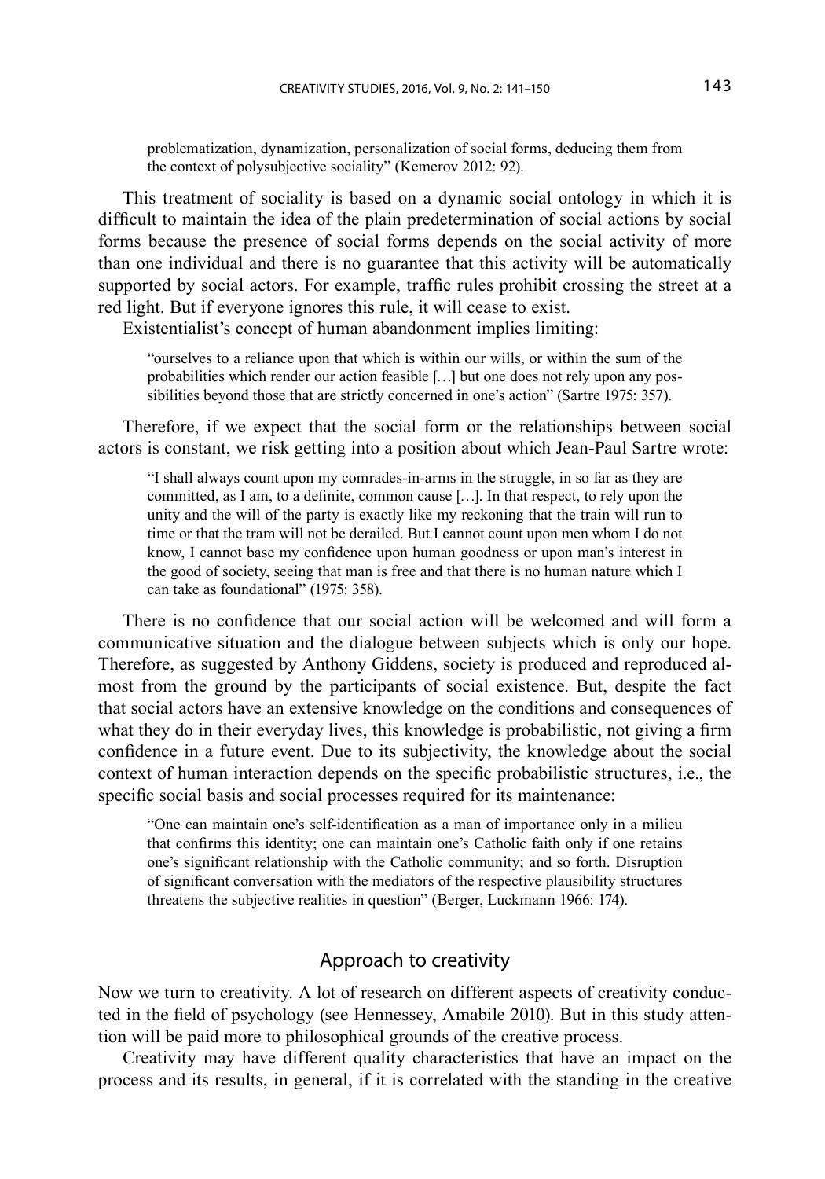problematization, dynamization, personalization of social forms, deducing them from the context of polysubjective sociality" (Kemerov 2012: 92).

This treatment of sociality is based on a dynamic social ontology in which it is difficult to maintain the idea of the plain predetermination of social actions by social forms because the presence of social forms depends on the social activity of more than one individual and there is no guarantee that this activity will be automatically supported by social actors. For example, traffic rules prohibit crossing the street at a red light. But if everyone ignores this rule, it will cease to exist.

Existentialist's concept of human abandonment implies limiting:

> "ourselves to a reliance upon that which is within our wills, or within the sum of the probabilities which render our action feasible […] but one does not rely upon any possibilities beyond those that are strictly concerned in one's action" (Sartre 1975: 357).

Therefore, if we expect that the social form or the relationships between social actors is constant, we risk getting into a position about which Jean-Paul Sartre wrote:

> "I shall always count upon my comrades-in-arms in the struggle, in so far as they are committed, as I am, to a definite, common cause […]. In that respect, to rely upon the unity and the will of the party is exactly like my reckoning that the train will run to time or that the tram will not be derailed. But I cannot count upon men whom I do not know, I cannot base my confidence upon human goodness or upon man's interest in the good of society, seeing that man is free and that there is no human nature which I can take as foundational" (1975: 358).

There is no confidence that our social action will be welcomed and will form a communicative situation and the dialogue between subjects which is only our hope. Therefore, as suggested by Anthony Giddens, society is produced and reproduced almost from the ground by the participants of social existence. But, despite the fact that social actors have an extensive knowledge on the conditions and consequences of what they do in their everyday lives, this knowledge is probabilistic, not giving a firm confidence in a future event. Due to its subjectivity, the knowledge about the social context of human interaction depends on the specific probabilistic structures, i.e., the specific social basis and social processes required for its maintenance:

> "One can maintain one's self-identification as a man of importance only in a milieu that confirms this identity; one can maintain one's Catholic faith only if one retains one's significant relationship with the Catholic community; and so forth. Disruption of significant conversation with the mediators of the respective plausibility structures threatens the subjective realities in question" (Berger, Luckmann 1966: 174).

## Approach to creativity

Now we turn to creativity. A lot of research on different aspects of creativity conducted in the field of psychology (see Hennessey, Amabile 2010). But in this study attention will be paid more to philosophical grounds of the creative process.

Creativity may have different quality characteristics that have an impact on the process and its results, in general, if it is correlated with the standing in the creative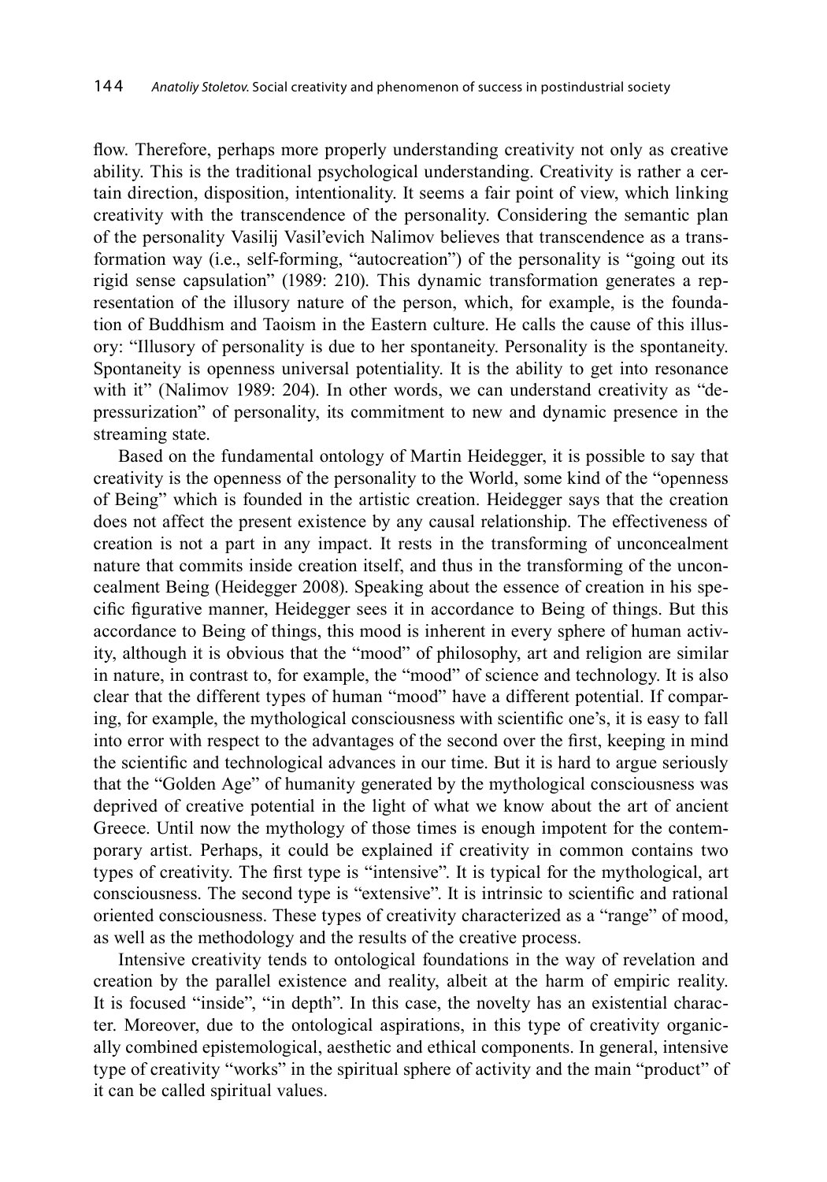flow. Therefore, perhaps more properly understanding creativity not only as creative ability. This is the traditional psychological understanding. Creativity is rather a certain direction, disposition, intentionality. It seems a fair point of view, which linking creativity with the transcendence of the personality. Considering the semantic plan of the personality Vasilij Vasil'evich Nalimov believes that transcendence as a transformation way (i.e., self-forming, "autocreation") of the personality is "going out its rigid sense capsulation" (1989: 210). This dynamic transformation generates a representation of the illusory nature of the person, which, for example, is the foundation of Buddhism and Taoism in the Eastern culture. He calls the cause of this illusory: "Illusory of personality is due to her spontaneity. Personality is the spontaneity. Spontaneity is openness universal potentiality. It is the ability to get into resonance with it" (Nalimov 1989: 204). In other words, we can understand creativity as "depressurization" of personality, its commitment to new and dynamic presence in the streaming state.

Based on the fundamental ontology of Martin Heidegger, it is possible to say that creativity is the openness of the personality to the World, some kind of the "openness of Being" which is founded in the artistic creation. Heidegger says that the creation does not affect the present existence by any causal relationship. The effectiveness of creation is not a part in any impact. It rests in the transforming of unconcealment nature that commits inside creation itself, and thus in the transforming of the unconcealment Being (Heidegger 2008). Speaking about the essence of creation in his specific figurative manner, Heidegger sees it in accordance to Being of things. But this accordance to Being of things, this mood is inherent in every sphere of human activity, although it is obvious that the "mood" of philosophy, art and religion are similar in nature, in contrast to, for example, the "mood" of science and technology. It is also clear that the different types of human "mood" have a different potential. If comparing, for example, the mythological consciousness with scientific one's, it is easy to fall into error with respect to the advantages of the second over the first, keeping in mind the scientific and technological advances in our time. But it is hard to argue seriously that the "Golden Age" of humanity generated by the mythological consciousness was deprived of creative potential in the light of what we know about the art of ancient Greece. Until now the mythology of those times is enough impotent for the contemporary artist. Perhaps, it could be explained if creativity in common contains two types of creativity. The first type is "intensive". It is typical for the mythological, art consciousness. The second type is "extensive". It is intrinsic to scientific and rational oriented consciousness. These types of creativity characterized as a "range" of mood, as well as the methodology and the results of the creative process.

Intensive creativity tends to ontological foundations in the way of revelation and creation by the parallel existence and reality, albeit at the harm of empiric reality. It is focused "inside", "in depth". In this case, the novelty has an existential character. Moreover, due to the ontological aspirations, in this type of creativity organically combined epistemological, aesthetic and ethical components. In general, intensive type of creativity "works" in the spiritual sphere of activity and the main "product" of it can be called spiritual values.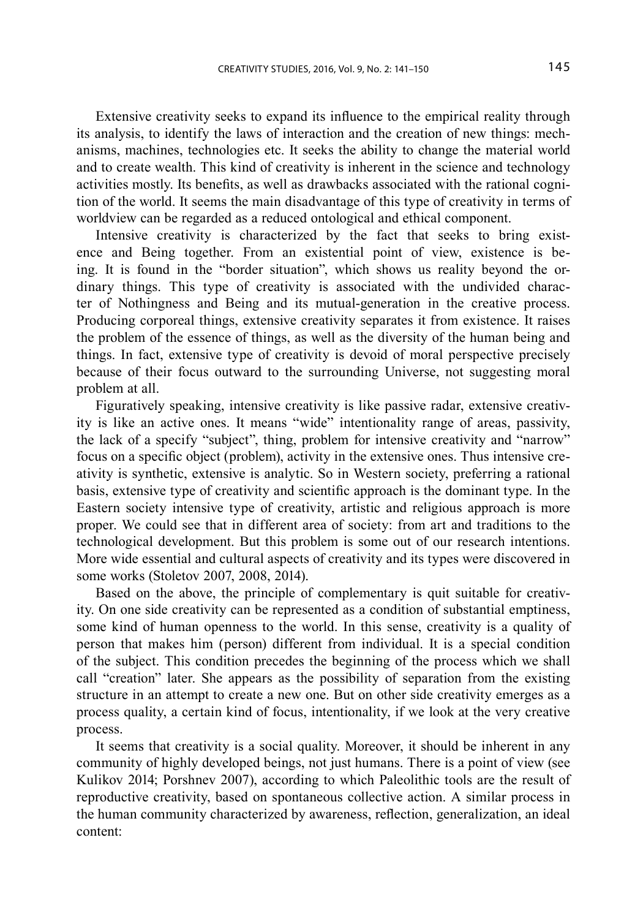Extensive creativity seeks to expand its influence to the empirical reality through its analysis, to identify the laws of interaction and the creation of new things: mechanisms, machines, technologies etc. It seeks the ability to change the material world and to create wealth. This kind of creativity is inherent in the science and technology activities mostly. Its benefits, as well as drawbacks associated with the rational cognition of the world. It seems the main disadvantage of this type of creativity in terms of worldview can be regarded as a reduced ontological and ethical component.

Intensive creativity is characterized by the fact that seeks to bring existence and Being together. From an existential point of view, existence is being. It is found in the "border situation", which shows us reality beyond the ordinary things. This type of creativity is associated with the undivided character of Nothingness and Being and its mutual-generation in the creative process. Producing corporeal things, extensive creativity separates it from existence. It raises the problem of the essence of things, as well as the diversity of the human being and things. In fact, extensive type of creativity is devoid of moral perspective precisely because of their focus outward to the surrounding Universe, not suggesting moral problem at all.

Figuratively speaking, intensive creativity is like passive radar, extensive creativity is like an active ones. It means "wide" intentionality range of areas, passivity, the lack of a specify "subject", thing, problem for intensive creativity and "narrow" focus on a specific object (problem), activity in the extensive ones. Thus intensive creativity is synthetic, extensive is analytic. So in Western society, preferring a rational basis, extensive type of creativity and scientific approach is the dominant type. In the Eastern society intensive type of creativity, artistic and religious approach is more proper. We could see that in different area of society: from art and traditions to the technological development. But this problem is some out of our research intentions. More wide essential and cultural aspects of creativity and its types were discovered in some works (Stoletov 2007, 2008, 2014).

Based on the above, the principle of complementary is quit suitable for creativity. On one side creativity can be represented as a condition of substantial emptiness, some kind of human openness to the world. In this sense, creativity is a quality of person that makes him (person) different from individual. It is a special condition of the subject. This condition precedes the beginning of the process which we shall call "creation" later. She appears as the possibility of separation from the existing structure in an attempt to create a new one. But on other side creativity emerges as a process quality, a certain kind of focus, intentionality, if we look at the very creative process.

It seems that creativity is a social quality. Moreover, it should be inherent in any community of highly developed beings, not just humans. There is a point of view (see Kulikov 2014; Porshnev 2007), according to which Paleolithic tools are the result of reproductive creativity, based on spontaneous collective action. A similar process in the human community characterized by awareness, reflection, generalization, an ideal content: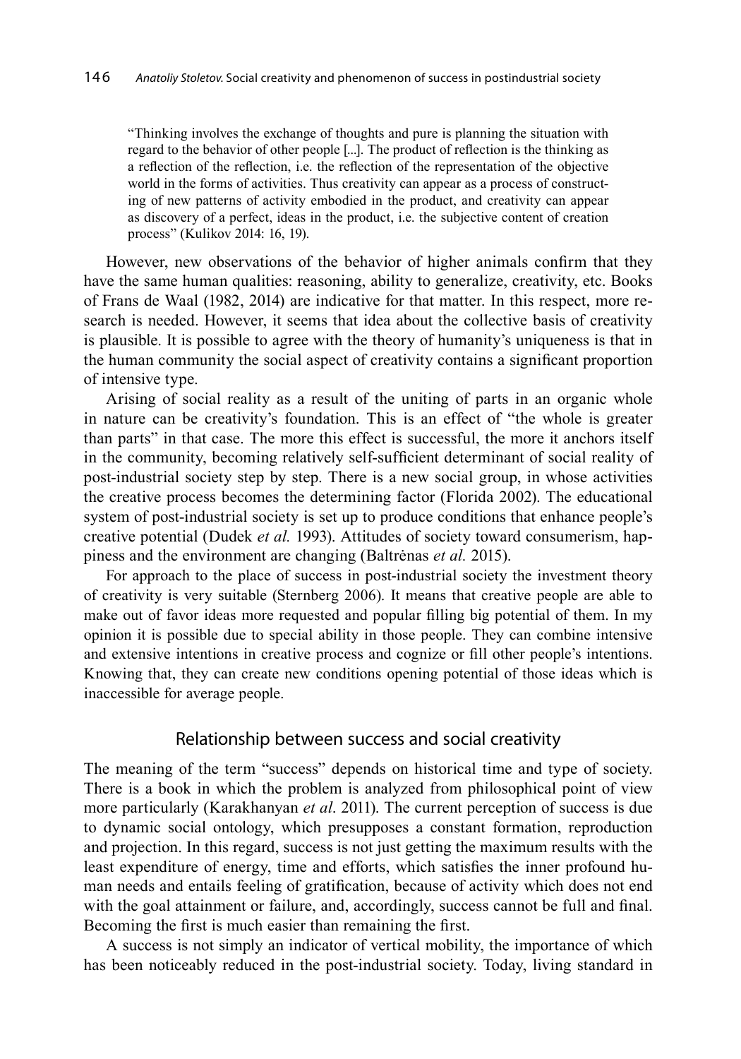> "Thinking involves the exchange of thoughts and pure is planning the situation with regard to the behavior of other people [...]. The product of reflection is the thinking as a reflection of the reflection, i.e. the reflection of the representation of the objective world in the forms of activities. Thus creativity can appear as a process of constructing of new patterns of activity embodied in the product, and creativity can appear as discovery of a perfect, ideas in the product, i.e. the subjective content of creation process" (Kulikov 2014: 16, 19).

However, new observations of the behavior of higher animals confirm that they have the same human qualities: reasoning, ability to generalize, creativity, etc. Books of Frans de Waal (1982, 2014) are indicative for that matter. In this respect, more research is needed. However, it seems that idea about the collective basis of creativity is plausible. It is possible to agree with the theory of humanity's uniqueness is that in the human community the social aspect of creativity contains a significant proportion of intensive type.

Arising of social reality as a result of the uniting of parts in an organic whole in nature can be creativity's foundation. This is an effect of "the whole is greater than parts" in that case. The more this effect is successful, the more it anchors itself in the community, becoming relatively self-sufficient determinant of social reality of post-industrial society step by step. There is a new social group, in whose activities the creative process becomes the determining factor (Florida 2002). The educational system of post-industrial society is set up to produce conditions that enhance people's creative potential (Dudek *et al.* 1993). Attitudes of society toward consumerism, happiness and the environment are changing (Baltrėnas *et al.* 2015).

For approach to the place of success in post-industrial society the investment theory of creativity is very suitable (Sternberg 2006). It means that creative people are able to make out of favor ideas more requested and popular filling big potential of them. In my opinion it is possible due to special ability in those people. They can combine intensive and extensive intentions in creative process and cognize or fill other people's intentions. Knowing that, they can create new conditions opening potential of those ideas which is inaccessible for average people.

## Relationship between success and social creativity

The meaning of the term "success" depends on historical time and type of society. There is a book in which the problem is analyzed from philosophical point of view more particularly (Karakhanyan *et al*. 2011). The current perception of success is due to dynamic social ontology, which presupposes a constant formation, reproduction and projection. In this regard, success is not just getting the maximum results with the least expenditure of energy, time and efforts, which satisfies the inner profound human needs and entails feeling of gratification, because of activity which does not end with the goal attainment or failure, and, accordingly, success cannot be full and final. Becoming the first is much easier than remaining the first.

A success is not simply an indicator of vertical mobility, the importance of which has been noticeably reduced in the post-industrial society. Today, living standard in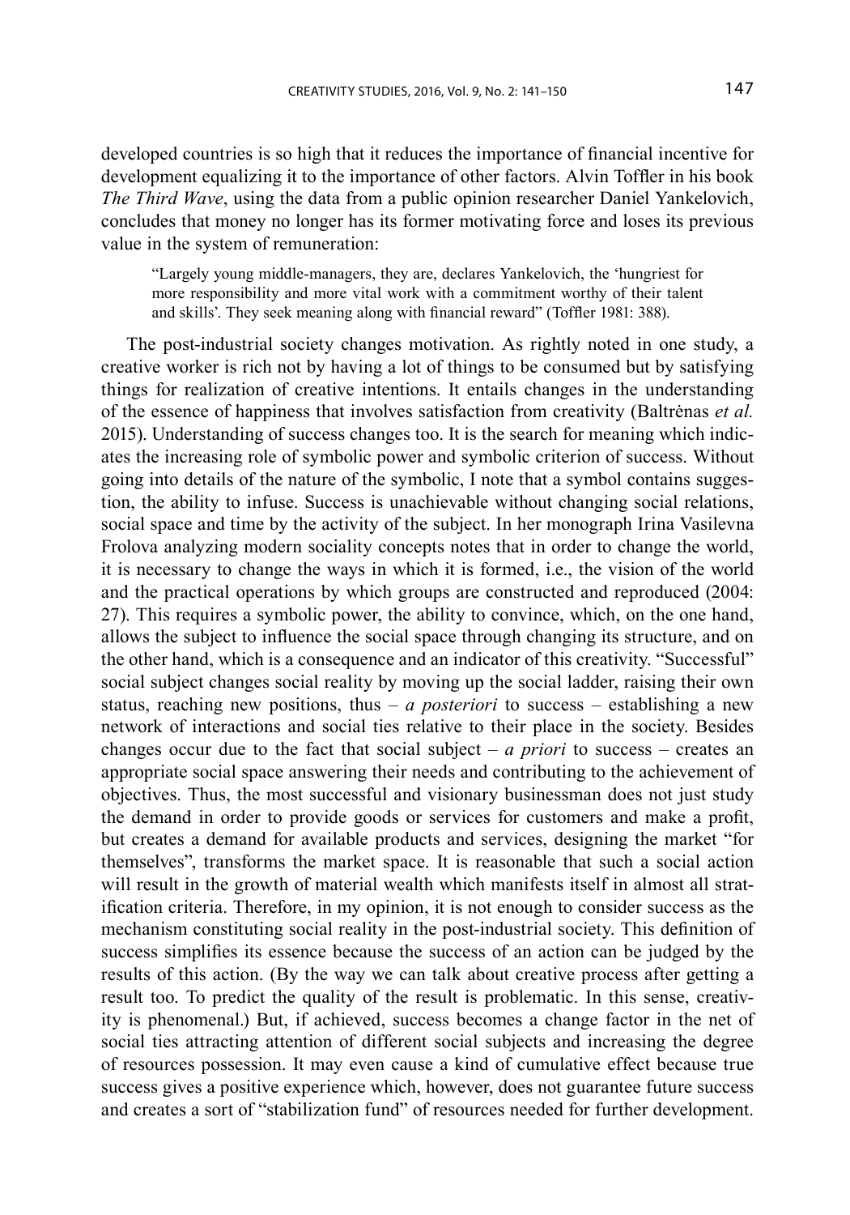developed countries is so high that it reduces the importance of financial incentive for development equalizing it to the importance of other factors. Alvin Toffler in his book *The Third Wave*, using the data from a public opinion researcher Daniel Yankelovich, concludes that money no longer has its former motivating force and loses its previous value in the system of remuneration:

> "Largely young middle-managers, they are, declares Yankelovich, the 'hungriest for more responsibility and more vital work with a commitment worthy of their talent and skills'. They seek meaning along with financial reward" (Toffler 1981: 388).

The post-industrial society changes motivation. As rightly noted in one study, a creative worker is rich not by having a lot of things to be consumed but by satisfying things for realization of creative intentions. It entails changes in the understanding of the essence of happiness that involves satisfaction from creativity (Baltrėnas *et al.* 2015). Understanding of success changes too. It is the search for meaning which indicates the increasing role of symbolic power and symbolic criterion of success. Without going into details of the nature of the symbolic, I note that a symbol contains suggestion, the ability to infuse. Success is unachievable without changing social relations, social space and time by the activity of the subject. In her monograph Irina Vasilevna Frolova analyzing modern sociality concepts notes that in order to change the world, it is necessary to change the ways in which it is formed, i.e., the vision of the world and the practical operations by which groups are constructed and reproduced (2004: 27). This requires a symbolic power, the ability to convince, which, on the one hand, allows the subject to influence the social space through changing its structure, and on the other hand, which is a consequence and an indicator of this creativity. "Successful" social subject changes social reality by moving up the social ladder, raising their own status, reaching new positions, thus – *a posteriori* to success – establishing a new network of interactions and social ties relative to their place in the society. Besides changes occur due to the fact that social subject – *a priori* to success – creates an appropriate social space answering their needs and contributing to the achievement of objectives. Thus, the most successful and visionary businessman does not just study the demand in order to provide goods or services for customers and make a profit, but creates a demand for available products and services, designing the market "for themselves", transforms the market space. It is reasonable that such a social action will result in the growth of material wealth which manifests itself in almost all stratification criteria. Therefore, in my opinion, it is not enough to consider success as the mechanism constituting social reality in the post-industrial society. This definition of success simplifies its essence because the success of an action can be judged by the results of this action. (By the way we can talk about creative process after getting a result too. To predict the quality of the result is problematic. In this sense, creativity is phenomenal.) But, if achieved, success becomes a change factor in the net of social ties attracting attention of different social subjects and increasing the degree of resources possession. It may even cause a kind of cumulative effect because true success gives a positive experience which, however, does not guarantee future success and creates a sort of "stabilization fund" of resources needed for further development.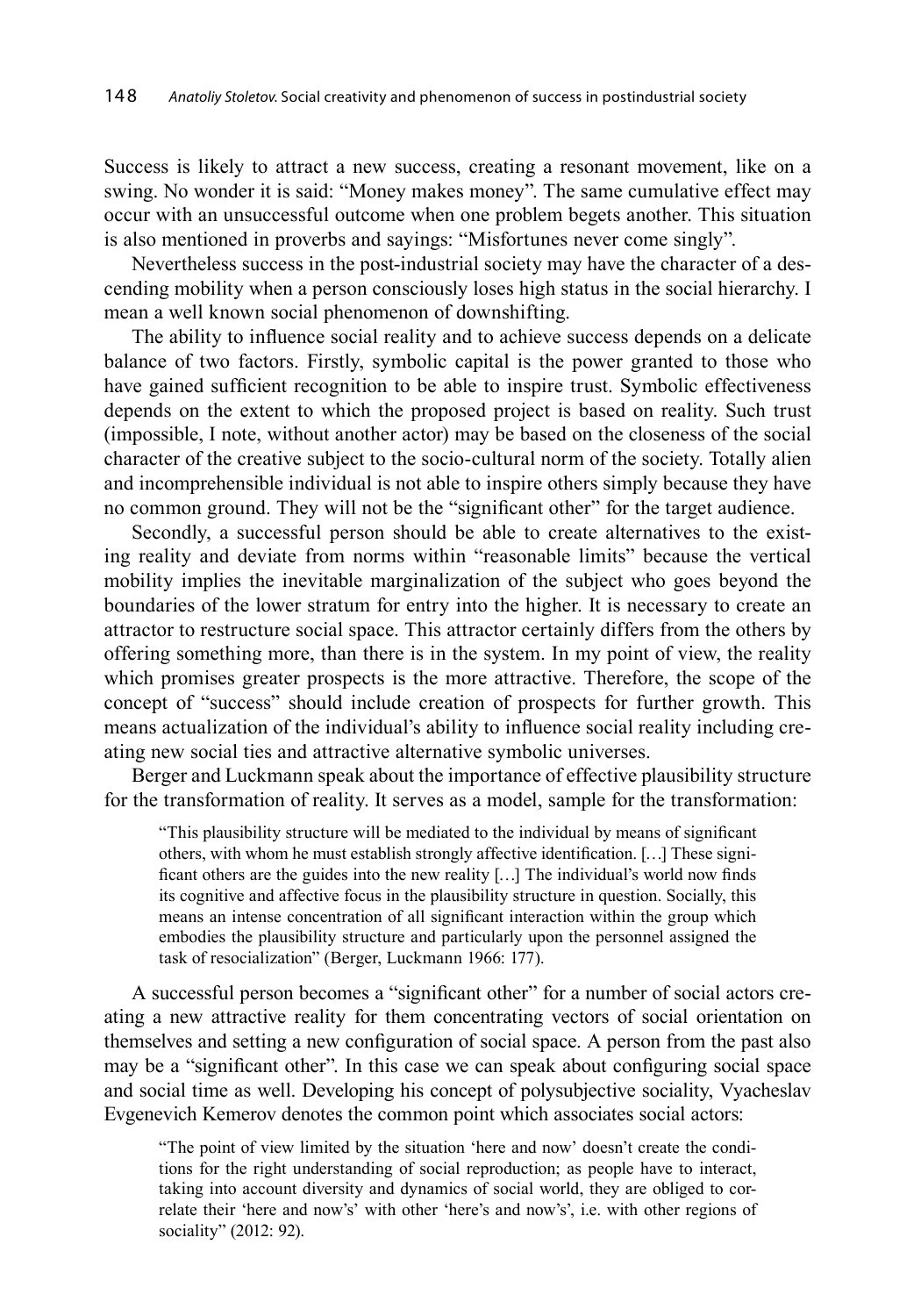Success is likely to attract a new success, creating a resonant movement, like on a swing. No wonder it is said: "Money makes money". The same cumulative effect may occur with an unsuccessful outcome when one problem begets another. This situation is also mentioned in proverbs and sayings: "Misfortunes never come singly".

Nevertheless success in the post-industrial society may have the character of a descending mobility when a person consciously loses high status in the social hierarchy. I mean a well known social phenomenon of downshifting.

The ability to influence social reality and to achieve success depends on a delicate balance of two factors. Firstly, symbolic capital is the power granted to those who have gained sufficient recognition to be able to inspire trust. Symbolic effectiveness depends on the extent to which the proposed project is based on reality. Such trust (impossible, I note, without another actor) may be based on the closeness of the social character of the creative subject to the socio-cultural norm of the society. Totally alien and incomprehensible individual is not able to inspire others simply because they have no common ground. They will not be the "significant other" for the target audience.

Secondly, a successful person should be able to create alternatives to the existing reality and deviate from norms within "reasonable limits" because the vertical mobility implies the inevitable marginalization of the subject who goes beyond the boundaries of the lower stratum for entry into the higher. It is necessary to create an attractor to restructure social space. This attractor certainly differs from the others by offering something more, than there is in the system. In my point of view, the reality which promises greater prospects is the more attractive. Therefore, the scope of the concept of "success" should include creation of prospects for further growth. This means actualization of the individual's ability to influence social reality including creating new social ties and attractive alternative symbolic universes.

Berger and Luckmann speak about the importance of effective plausibility structure for the transformation of reality. It serves as a model, sample for the transformation:

> "This plausibility structure will be mediated to the individual by means of significant others, with whom he must establish strongly affective identification. […] These significant others are the guides into the new reality […] The individual's world now finds its cognitive and affective focus in the plausibility structure in question. Socially, this means an intense concentration of all significant interaction within the group which embodies the plausibility structure and particularly upon the personnel assigned the task of resocialization" (Berger, Luckmann 1966: 177).

A successful person becomes a "significant other" for a number of social actors creating a new attractive reality for them concentrating vectors of social orientation on themselves and setting a new configuration of social space. A person from the past also may be a "significant other". In this case we can speak about configuring social space and social time as well. Developing his concept of polysubjective sociality, Vyacheslav Evgenevich Kemerov denotes the common point which associates social actors:

> "The point of view limited by the situation 'here and now' doesn't create the conditions for the right understanding of social reproduction; as people have to interact, taking into account diversity and dynamics of social world, they are obliged to correlate their 'here and now's' with other 'here's and now's', i.e. with other regions of sociality" (2012: 92).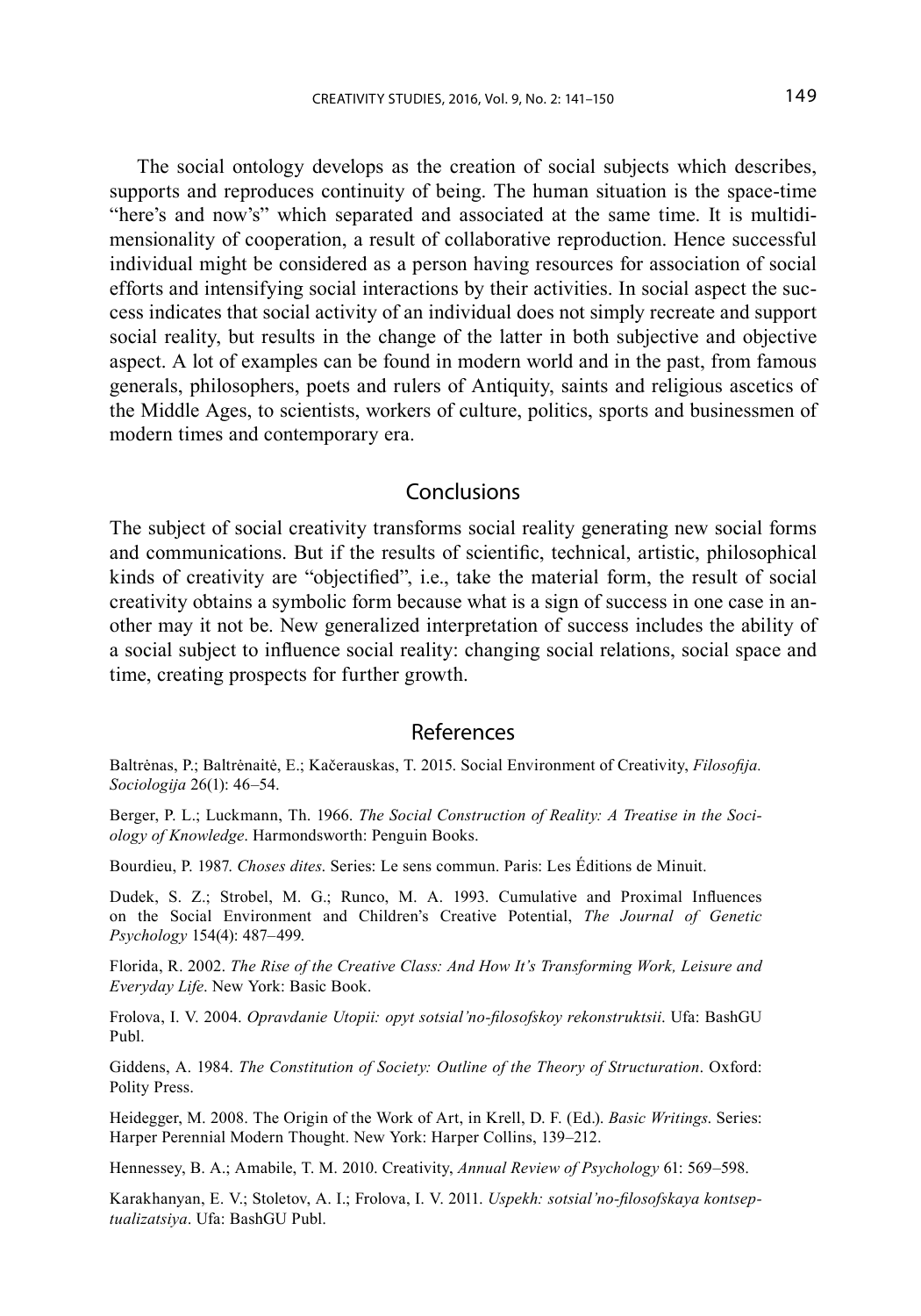The social ontology develops as the creation of social subjects which describes, supports and reproduces continuity of being. The human situation is the space-time "here's and now's" which separated and associated at the same time. It is multidimensionality of cooperation, a result of collaborative reproduction. Hence successful individual might be considered as a person having resources for association of social efforts and intensifying social interactions by their activities. In social aspect the success indicates that social activity of an individual does not simply recreate and support social reality, but results in the change of the latter in both subjective and objective aspect. A lot of examples can be found in modern world and in the past, from famous generals, philosophers, poets and rulers of Antiquity, saints and religious ascetics of the Middle Ages, to scientists, workers of culture, politics, sports and businessmen of modern times and contemporary era.

## Conclusions

The subject of social creativity transforms social reality generating new social forms and communications. But if the results of scientific, technical, artistic, philosophical kinds of creativity are "objectified", i.e., take the material form, the result of social creativity obtains a symbolic form because what is a sign of success in one case in another may it not be. New generalized interpretation of success includes the ability of a social subject to influence social reality: changing social relations, social space and time, creating prospects for further growth.

## References

Baltrėnas, P.; Baltrėnaitė, E.; Kačerauskas, T. 2015. Social Environment of Creativity, *Filosofija. Sociologija* 26(1): 46–54.

Berger, P. L.; Luckmann, Th. 1966. *The Social Construction of Reality: A Treatise in the Sociology of Knowledge*. Harmondsworth: Penguin Books.

Bourdieu, P. 1987. *Choses dites*. Series: Le sens commun. Paris: Les Éditions de Minuit.

Dudek, S. Z.; Strobel, M. G.; Runco, M. A. 1993. Cumulative and Proximal Influences on the Social Environment and Children's Creative Potential, *The Journal of Genetic Psychology* 154(4): 487–499.

Florida, R. 2002. *The Rise of the Creative Class: And How It's Transforming Work, Leisure and Everyday Life*. New York: Basic Book.

Frolova, I. V. 2004. *Opravdanie Utopii: opyt sotsial'no-filosofskoy rekonstruktsii*. Ufa: BashGU Publ.

Giddens, A. 1984. *The Constitution of Society: Outline of the Theory of Structuration*. Oxford: Polity Press.

Heidegger, M. 2008. The Origin of the Work of Art, in Krell, D. F. (Ed.). *Basic Writings*. Series: Harper Perennial Modern Thought. New York: Harper Collins, 139–212.

Hennessey, B. A.; Amabile, T. M. 2010. Creativity, *Annual Review of Psychology* 61: 569–598.

Karakhanyan, E. V.; Stoletov, A. I.; Frolova, I. V. 2011. *Uspekh: sotsial'no-filosofskaya kontseptualizatsiya*. Ufa: BashGU Publ.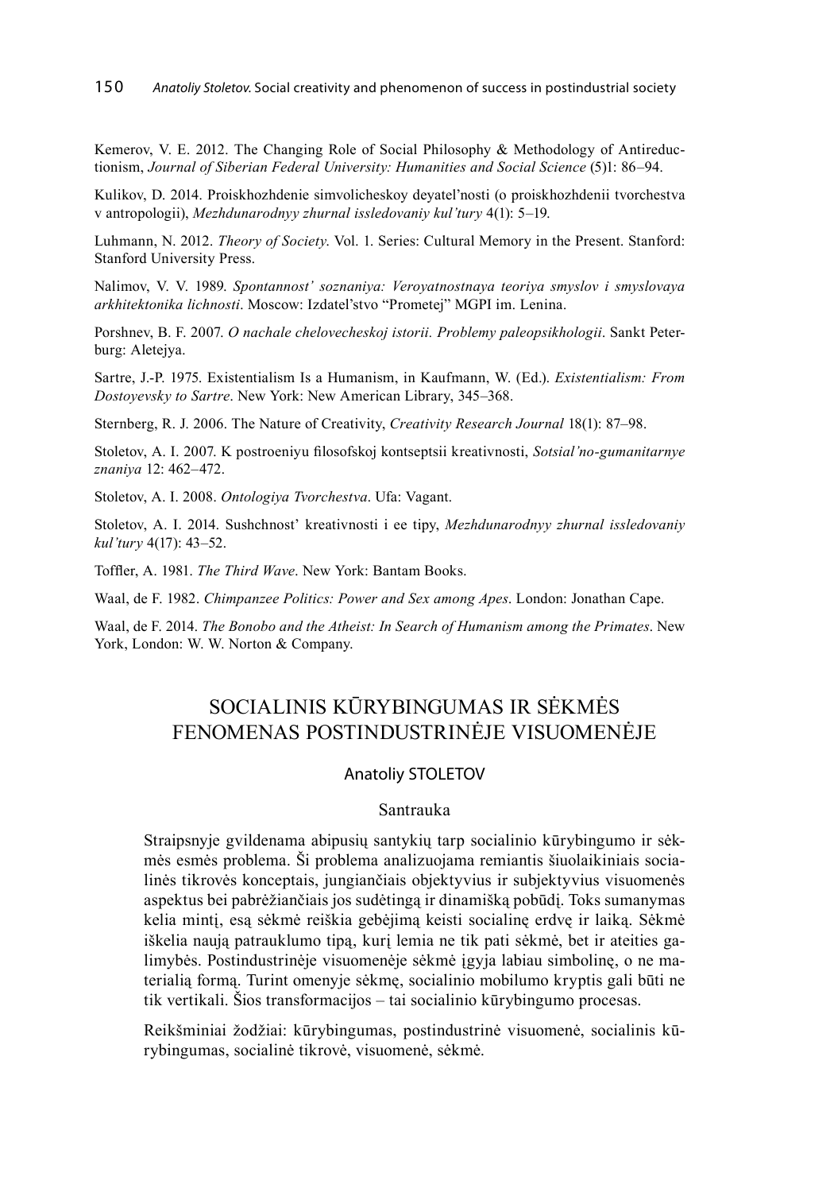Kemerov, V. E. 2012. The Changing Role of Social Philosophy & Methodology of Antireductionism, *Journal of Siberian Federal University: Humanities and Social Science* (5)1: 86–94.

Kulikov, D. 2014. Proiskhozhdenie simvolicheskoy deyatel'nosti (o proiskhozhdenii tvorchestva v antropologii), *Mezhdunarodnyy zhurnal issledovaniy kul'tury* 4(1): 5–19.

Luhmann, N. 2012. *Theory of Society*. Vol. 1. Series: Cultural Memory in the Present. Stanford: Stanford University Press.

Nalimov, V. V. 1989. *Spontannost' soznaniya: Veroyatnostnaya teoriya smyslov i smyslovaya arkhitektonika lichnosti*. Moscow: Izdatel'stvo "Prometej" MGPI im. Lenina.

Porshnev, B. F. 2007. *O nachale chelovecheskoj istorii. Problemy paleopsikhologii*. Sankt Peterburg: Aletejya.

Sartre, J.-P. 1975. Existentialism Is a Humanism, in Kaufmann, W. (Ed.). *Existentialism: From Dostoyevsky to Sartre*. New York: New American Library, 345–368.

Sternberg, R. J. 2006. The Nature of Creativity, *Creativity Research Journal* 18(1): 87–98.

Stoletov, A. I. 2007. K postroeniyu filosofskoj kontseptsii kreativnosti, *Sotsial'no-gumanitarnye znaniya* 12: 462–472.

Stoletov, A. I. 2008. *Ontologiya Tvorchestva*. Ufa: Vagant.

Stoletov, A. I. 2014. Sushchnost' kreativnosti i ee tipy, *Mezhdunarodnyy zhurnal issledovaniy kul'tury* 4(17): 43–52.

Toffler, A. 1981. *The Third Wave*. New York: Bantam Books.

Waal, de F. 1982. *Chimpanzee Politics: Power and Sex among Apes*. London: Jonathan Cape.

Waal, de F. 2014. *The Bonobo and the Atheist: In Search of Humanism among the Primates*. New York, London: W. W. Norton & Company.

## SOCIALINIS KŪRYBINGUMAS IR SĖKMĖS FENOMENAS POSTINDUSTRINĖJE VISUOMENĖJE

Anatoliy STOLETOV

### Santrauka

Straipsnyje gvildenama abipusių santykių tarp socialinio kūrybingumo ir sėkmės esmės problema. Ši problema analizuojama remiantis šiuolaikiniais socialinės tikrovės konceptais, jungiančiais objektyvius ir subjektyvius visuomenės aspektus bei pabrėžiančiais jos sudėtingą ir dinamišką pobūdį. Toks sumanymas kelia mintį, esą sėkmė reiškia gebėjimą keisti socialinę erdvę ir laiką. Sėkmė iškelia naują patrauklumo tipą, kurį lemia ne tik pati sėkmė, bet ir ateities galimybės. Postindustrinėje visuomenėje sėkmė įgyja labiau simbolinę, o ne materialią formą. Turint omenyje sėkmę, socialinio mobilumo kryptis gali būti ne tik vertikali. Šios transformacijos – tai socialinio kūrybingumo procesas.

Reikšminiai žodžiai: kūrybingumas, postindustrinė visuomenė, socialinis kūrybingumas, socialinė tikrovė, visuomenė, sėkmė.